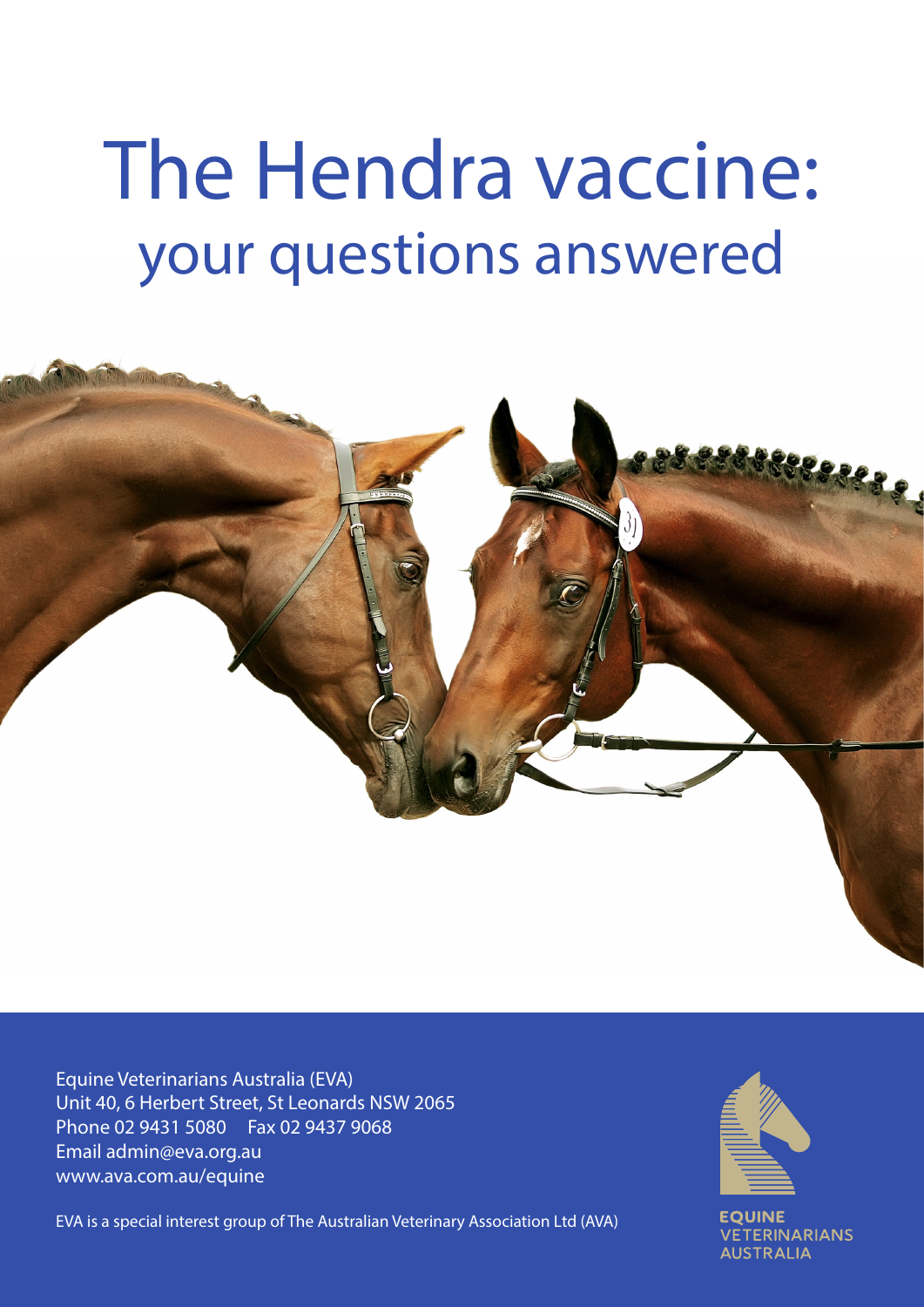# The Hendra vaccine: your questions answered

Equine Veterinarians Australia (EVA)
Unit 40, 6 Herbert Street, St Leonards NSW 2065
Phone 02 9431 5080 Fax 02 9437 9068
Email admin@eva.org.au
www.ava.com.au/equine

EVA is a special interest group of The Australian Veterinary Association Ltd (AVA)

EQUINE VETERINARIANS AUSTRALIA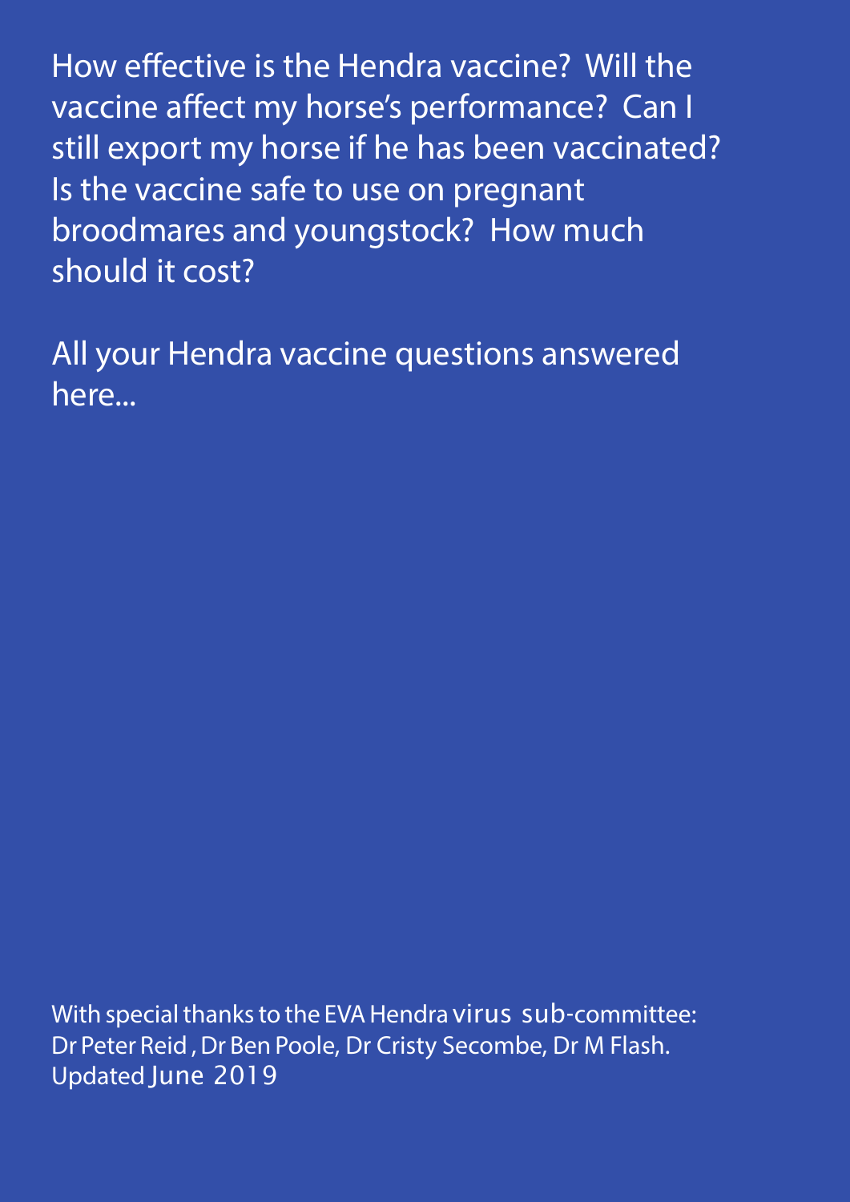How effective is the Hendra vaccine? Will the vaccine affect my horse's performance? Can I still export my horse if he has been vaccinated? Is the vaccine safe to use on pregnant broodmares and youngstock? How much should it cost?

All your Hendra vaccine questions answered here...

With special thanks to the EVA Hendra virus sub-committee:
Dr Peter Reid , Dr Ben Poole, Dr Cristy Secombe, Dr M Flash.
Updated June 2019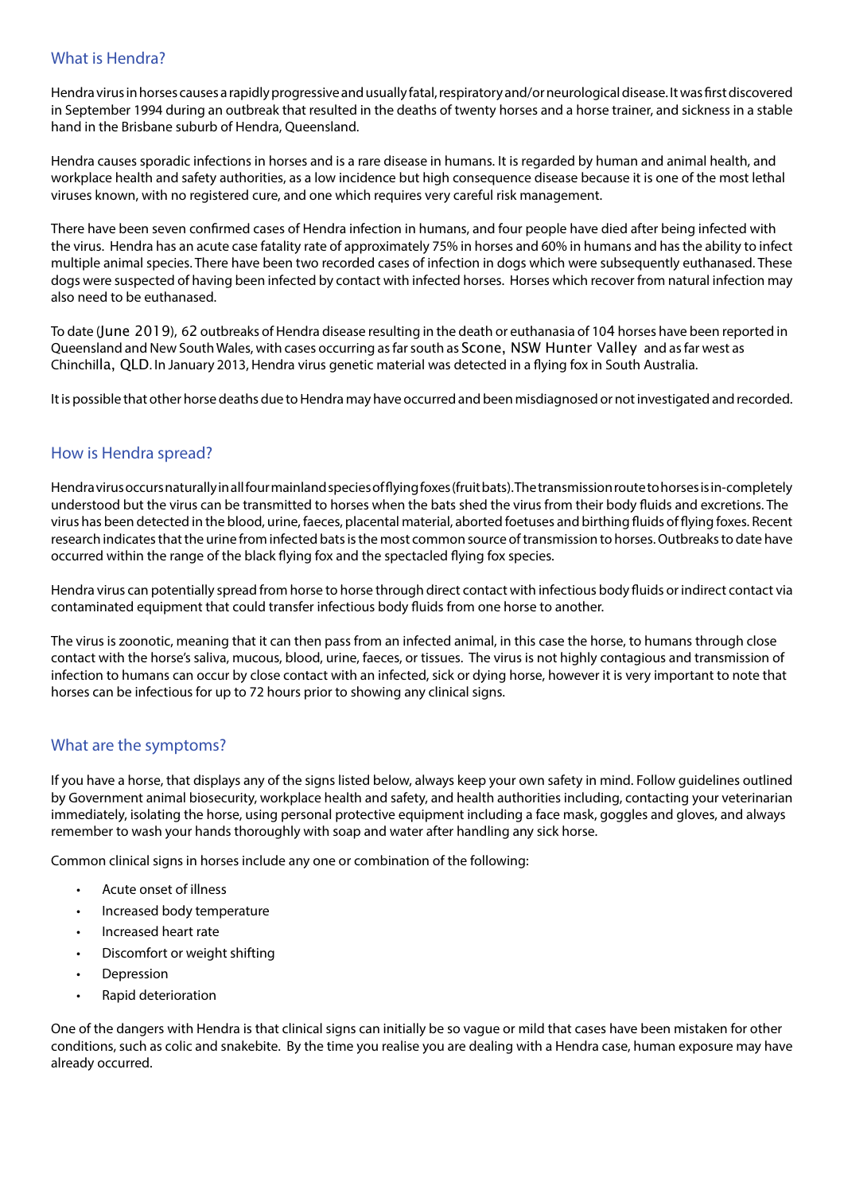## What is Hendra?

Hendra virus in horses causes a rapidly progressive and usually fatal, respiratory and/or neurological disease. It was first discovered in September 1994 during an outbreak that resulted in the deaths of twenty horses and a horse trainer, and sickness in a stable hand in the Brisbane suburb of Hendra, Queensland.

Hendra causes sporadic infections in horses and is a rare disease in humans. It is regarded by human and animal health, and workplace health and safety authorities, as a low incidence but high consequence disease because it is one of the most lethal viruses known, with no registered cure, and one which requires very careful risk management.

There have been seven confirmed cases of Hendra infection in humans, and four people have died after being infected with the virus. Hendra has an acute case fatality rate of approximately 75% in horses and 60% in humans and has the ability to infect multiple animal species. There have been two recorded cases of infection in dogs which were subsequently euthanased. These dogs were suspected of having been infected by contact with infected horses. Horses which recover from natural infection may also need to be euthanased.

To date (June 2019), 62 outbreaks of Hendra disease resulting in the death or euthanasia of 104 horses have been reported in Queensland and New South Wales, with cases occurring as far south as Scone, NSW Hunter Valley and as far west as Chinchilla, QLD. In January 2013, Hendra virus genetic material was detected in a flying fox in South Australia.

It is possible that other horse deaths due to Hendra may have occurred and been misdiagnosed or not investigated and recorded.

## How is Hendra spread?

Hendra virus occurs naturally in all four mainland species of flying foxes (fruit bats). The transmission route to horses is in-completely understood but the virus can be transmitted to horses when the bats shed the virus from their body fluids and excretions. The virus has been detected in the blood, urine, faeces, placental material, aborted foetuses and birthing fluids of flying foxes. Recent research indicates that the urine from infected bats is the most common source of transmission to horses. Outbreaks to date have occurred within the range of the black flying fox and the spectacled flying fox species.

Hendra virus can potentially spread from horse to horse through direct contact with infectious body fluids or indirect contact via contaminated equipment that could transfer infectious body fluids from one horse to another.

The virus is zoonotic, meaning that it can then pass from an infected animal, in this case the horse, to humans through close contact with the horse's saliva, mucous, blood, urine, faeces, or tissues. The virus is not highly contagious and transmission of infection to humans can occur by close contact with an infected, sick or dying horse, however it is very important to note that horses can be infectious for up to 72 hours prior to showing any clinical signs.

## What are the symptoms?

If you have a horse, that displays any of the signs listed below, always keep your own safety in mind. Follow guidelines outlined by Government animal biosecurity, workplace health and safety, and health authorities including, contacting your veterinarian immediately, isolating the horse, using personal protective equipment including a face mask, goggles and gloves, and always remember to wash your hands thoroughly with soap and water after handling any sick horse.

Common clinical signs in horses include any one or combination of the following:

- Acute onset of illness
- Increased body temperature
- Increased heart rate
- Discomfort or weight shifting
- Depression
- Rapid deterioration

One of the dangers with Hendra is that clinical signs can initially be so vague or mild that cases have been mistaken for other conditions, such as colic and snakebite. By the time you realise you are dealing with a Hendra case, human exposure may have already occurred.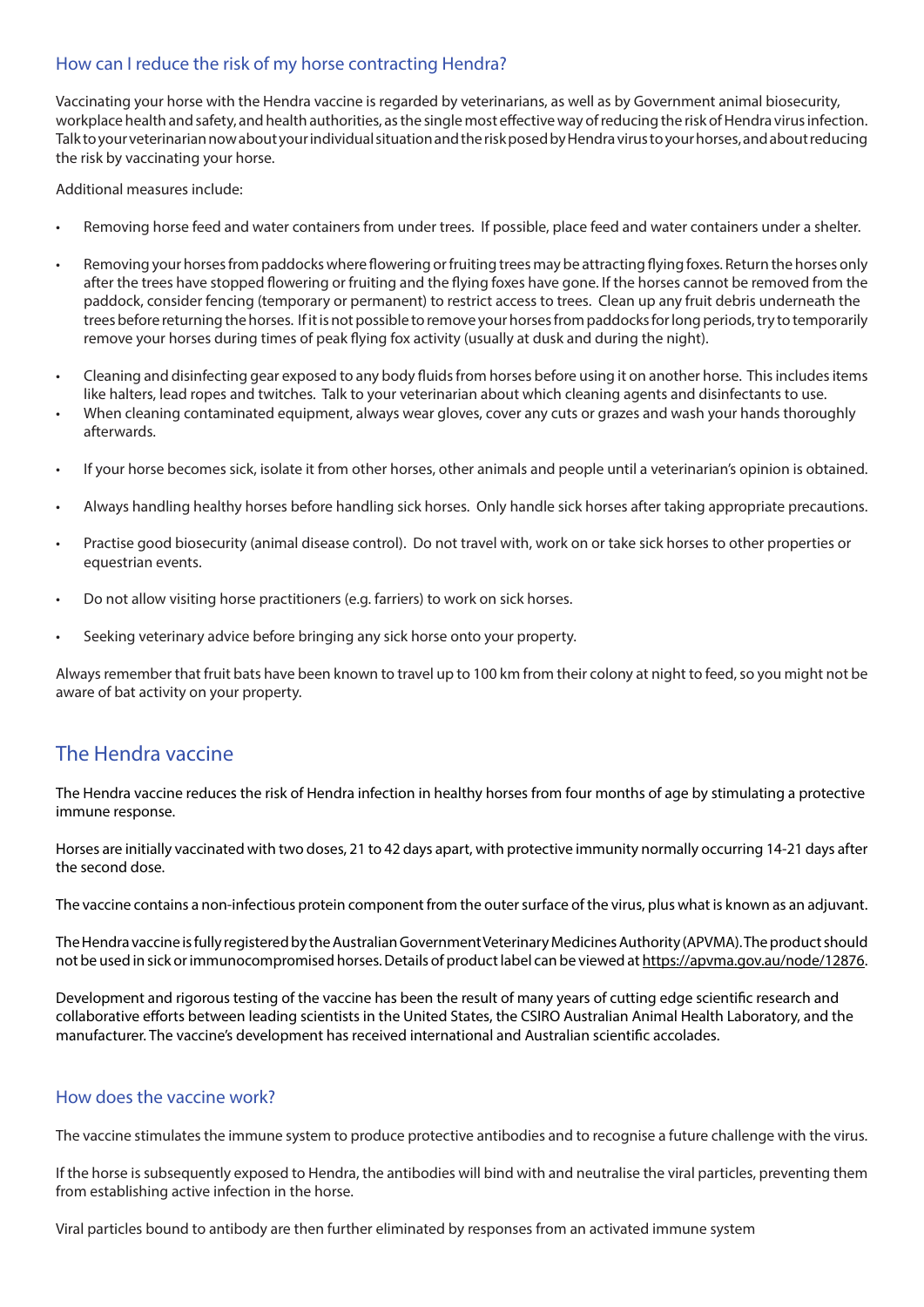### How can I reduce the risk of my horse contracting Hendra?

Vaccinating your horse with the Hendra vaccine is regarded by veterinarians, as well as by Government animal biosecurity, workplace health and safety, and health authorities, as the single most effective way of reducing the risk of Hendra virus infection. Talk to your veterinarian now about your individual situation and the risk posed by Hendra virus to your horses, and about reducing the risk by vaccinating your horse.

Additional measures include:

- Removing horse feed and water containers from under trees. If possible, place feed and water containers under a shelter.
- Removing your horses from paddocks where flowering or fruiting trees may be attracting flying foxes. Return the horses only after the trees have stopped flowering or fruiting and the flying foxes have gone. If the horses cannot be removed from the paddock, consider fencing (temporary or permanent) to restrict access to trees. Clean up any fruit debris underneath the trees before returning the horses. If it is not possible to remove your horses from paddocks for long periods, try to temporarily remove your horses during times of peak flying fox activity (usually at dusk and during the night).
- Cleaning and disinfecting gear exposed to any body fluids from horses before using it on another horse. This includes items like halters, lead ropes and twitches. Talk to your veterinarian about which cleaning agents and disinfectants to use.
- When cleaning contaminated equipment, always wear gloves, cover any cuts or grazes and wash your hands thoroughly afterwards.
- If your horse becomes sick, isolate it from other horses, other animals and people until a veterinarian's opinion is obtained.
- Always handling healthy horses before handling sick horses. Only handle sick horses after taking appropriate precautions.
- Practise good biosecurity (animal disease control). Do not travel with, work on or take sick horses to other properties or equestrian events.
- Do not allow visiting horse practitioners (e.g. farriers) to work on sick horses.
- Seeking veterinary advice before bringing any sick horse onto your property.

Always remember that fruit bats have been known to travel up to 100 km from their colony at night to feed, so you might not be aware of bat activity on your property.

## The Hendra vaccine

The Hendra vaccine reduces the risk of Hendra infection in healthy horses from four months of age by stimulating a protective immune response.

Horses are initially vaccinated with two doses, 21 to 42 days apart, with protective immunity normally occurring 14-21 days after the second dose.

The vaccine contains a non-infectious protein component from the outer surface of the virus, plus what is known as an adjuvant.

The Hendra vaccine is fully registered by the Australian Government Veterinary Medicines Authority (APVMA). The product should not be used in sick or immunocompromised horses. Details of product label can be viewed at https://apvma.gov.au/node/12876.

Development and rigorous testing of the vaccine has been the result of many years of cutting edge scientific research and collaborative efforts between leading scientists in the United States, the CSIRO Australian Animal Health Laboratory, and the manufacturer. The vaccine's development has received international and Australian scientific accolades.

### How does the vaccine work?

The vaccine stimulates the immune system to produce protective antibodies and to recognise a future challenge with the virus.

If the horse is subsequently exposed to Hendra, the antibodies will bind with and neutralise the viral particles, preventing them from establishing active infection in the horse.

Viral particles bound to antibody are then further eliminated by responses from an activated immune system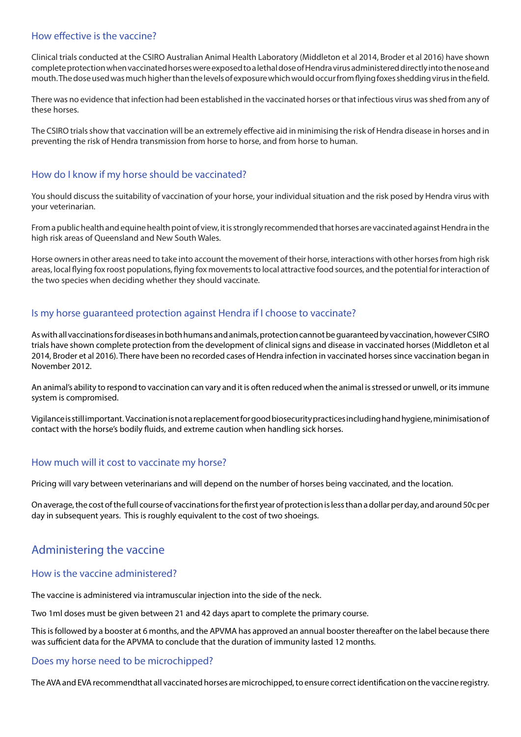### How effective is the vaccine?

Clinical trials conducted at the CSIRO Australian Animal Health Laboratory (Middleton et al 2014, Broder et al 2016) have shown complete protection when vaccinated horses were exposed to a lethal dose of Hendra virus administered directly into the nose and mouth. The dose used was much higher than the levels of exposure which would occur from flying foxes shedding virus in the field.

There was no evidence that infection had been established in the vaccinated horses or that infectious virus was shed from any of these horses.

The CSIRO trials show that vaccination will be an extremely effective aid in minimising the risk of Hendra disease in horses and in preventing the risk of Hendra transmission from horse to horse, and from horse to human.

### How do I know if my horse should be vaccinated?

You should discuss the suitability of vaccination of your horse, your individual situation and the risk posed by Hendra virus with your veterinarian.

From a public health and equine health point of view, it is strongly recommended that horses are vaccinated against Hendra in the high risk areas of Queensland and New South Wales.

Horse owners in other areas need to take into account the movement of their horse, interactions with other horses from high risk areas, local flying fox roost populations, flying fox movements to local attractive food sources, and the potential for interaction of the two species when deciding whether they should vaccinate.

### Is my horse guaranteed protection against Hendra if I choose to vaccinate?

As with all vaccinations for diseases in both humans and animals, protection cannot be guaranteed by vaccination, however CSIRO trials have shown complete protection from the development of clinical signs and disease in vaccinated horses (Middleton et al 2014, Broder et al 2016). There have been no recorded cases of Hendra infection in vaccinated horses since vaccination began in November 2012.

An animal's ability to respond to vaccination can vary and it is often reduced when the animal is stressed or unwell, or its immune system is compromised.

Vigilance is still important. Vaccination is not a replacement for good biosecurity practices including hand hygiene, minimisation of contact with the horse's bodily fluids, and extreme caution when handling sick horses.

### How much will it cost to vaccinate my horse?

Pricing will vary between veterinarians and will depend on the number of horses being vaccinated, and the location.

On average, the cost of the full course of vaccinations for the first year of protection is less than a dollar per day, and around 50c per day in subsequent years. This is roughly equivalent to the cost of two shoeings.

## Administering the vaccine

### How is the vaccine administered?

The vaccine is administered via intramuscular injection into the side of the neck.

Two 1ml doses must be given between 21 and 42 days apart to complete the primary course.

This is followed by a booster at 6 months, and the APVMA has approved an annual booster thereafter on the label because there was sufficient data for the APVMA to conclude that the duration of immunity lasted 12 months.

### Does my horse need to be microchipped?

The AVA and EVA recommendthat all vaccinated horses are microchipped, to ensure correct identification on the vaccine registry.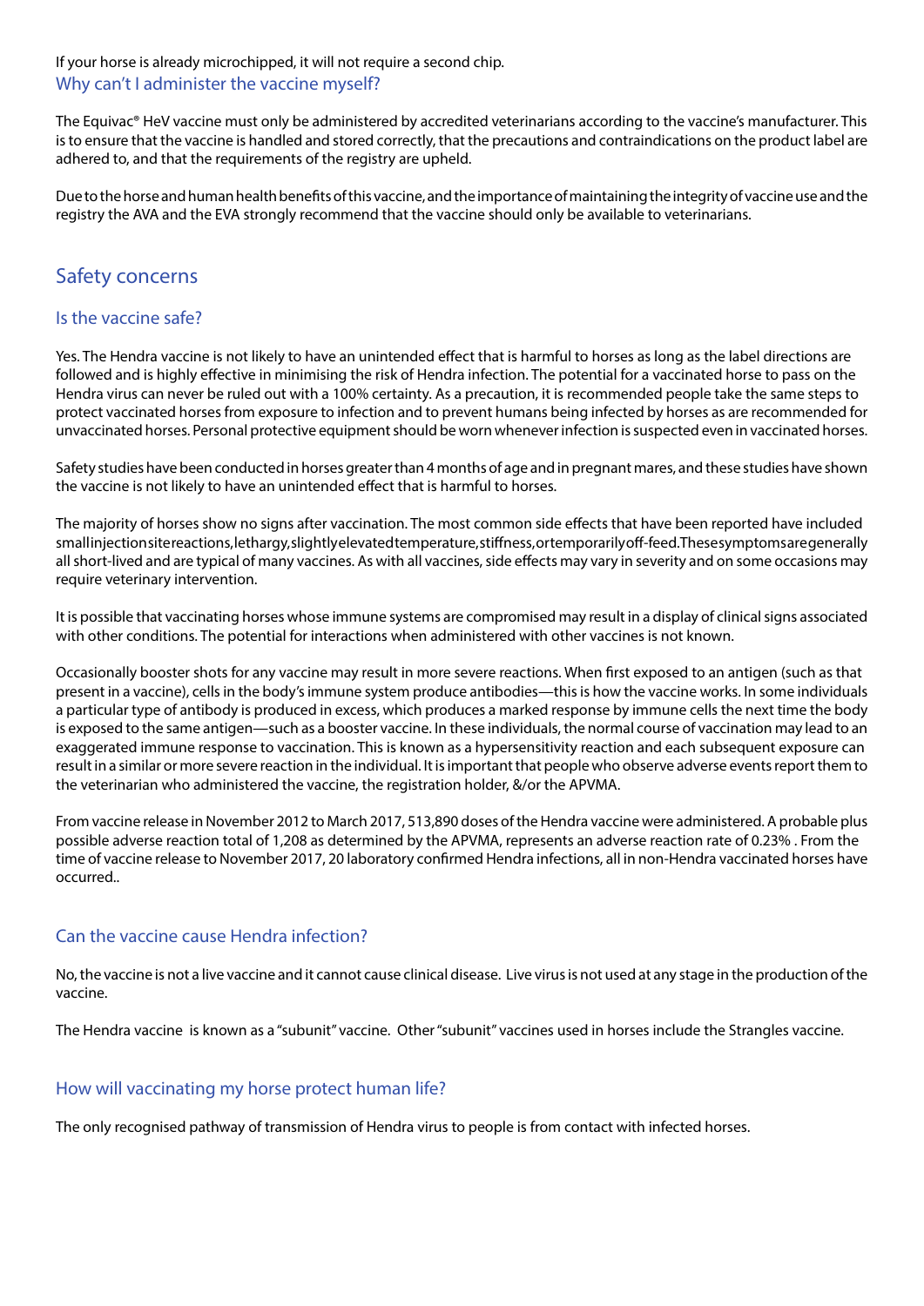If your horse is already microchipped, it will not require a second chip.

### Why can't I administer the vaccine myself?

The Equivac® HeV vaccine must only be administered by accredited veterinarians according to the vaccine's manufacturer. This is to ensure that the vaccine is handled and stored correctly, that the precautions and contraindications on the product label are adhered to, and that the requirements of the registry are upheld.

Due to the horse and human health benefits of this vaccine, and the importance of maintaining the integrity of vaccine use and the registry the AVA and the EVA strongly recommend that the vaccine should only be available to veterinarians.

## Safety concerns

### Is the vaccine safe?

Yes. The Hendra vaccine is not likely to have an unintended effect that is harmful to horses as long as the label directions are followed and is highly effective in minimising the risk of Hendra infection. The potential for a vaccinated horse to pass on the Hendra virus can never be ruled out with a 100% certainty. As a precaution, it is recommended people take the same steps to protect vaccinated horses from exposure to infection and to prevent humans being infected by horses as are recommended for unvaccinated horses. Personal protective equipment should be worn whenever infection is suspected even in vaccinated horses.

Safety studies have been conducted in horses greater than 4 months of age and in pregnant mares, and these studies have shown the vaccine is not likely to have an unintended effect that is harmful to horses.

The majority of horses show no signs after vaccination. The most common side effects that have been reported have included small injection site reactions, lethargy, slightly elevated temperature, stiffness, or temporarily off-feed. These symptoms are generally all short-lived and are typical of many vaccines. As with all vaccines, side effects may vary in severity and on some occasions may require veterinary intervention.

It is possible that vaccinating horses whose immune systems are compromised may result in a display of clinical signs associated with other conditions. The potential for interactions when administered with other vaccines is not known.

Occasionally booster shots for any vaccine may result in more severe reactions. When first exposed to an antigen (such as that present in a vaccine), cells in the body's immune system produce antibodies—this is how the vaccine works. In some individuals a particular type of antibody is produced in excess, which produces a marked response by immune cells the next time the body is exposed to the same antigen—such as a booster vaccine. In these individuals, the normal course of vaccination may lead to an exaggerated immune response to vaccination. This is known as a hypersensitivity reaction and each subsequent exposure can result in a similar or more severe reaction in the individual. It is important that people who observe adverse events report them to the veterinarian who administered the vaccine, the registration holder, &/or the APVMA.

From vaccine release in November 2012 to March 2017, 513,890 doses of the Hendra vaccine were administered. A probable plus possible adverse reaction total of 1,208 as determined by the APVMA, represents an adverse reaction rate of 0.23% . From the time of vaccine release to November 2017, 20 laboratory confirmed Hendra infections, all in non-Hendra vaccinated horses have occurred..

### Can the vaccine cause Hendra infection?

No, the vaccine is not a live vaccine and it cannot cause clinical disease. Live virus is not used at any stage in the production of the vaccine.

The Hendra vaccine is known as a "subunit" vaccine. Other "subunit" vaccines used in horses include the Strangles vaccine.

### How will vaccinating my horse protect human life?

The only recognised pathway of transmission of Hendra virus to people is from contact with infected horses.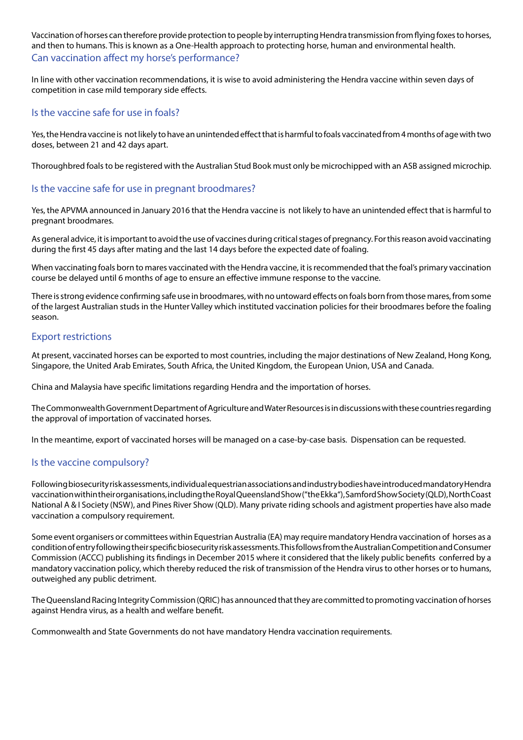Vaccination of horses can therefore provide protection to people by interrupting Hendra transmission from flying foxes to horses, and then to humans. This is known as a One-Health approach to protecting horse, human and environmental health.

## Can vaccination affect my horse's performance?

In line with other vaccination recommendations, it is wise to avoid administering the Hendra vaccine within seven days of competition in case mild temporary side effects.

## Is the vaccine safe for use in foals?

Yes, the Hendra vaccine is not likely to have an unintended effect that is harmful to foals vaccinated from 4 months of age with two doses, between 21 and 42 days apart.

Thoroughbred foals to be registered with the Australian Stud Book must only be microchipped with an ASB assigned microchip.

## Is the vaccine safe for use in pregnant broodmares?

Yes, the APVMA announced in January 2016 that the Hendra vaccine is not likely to have an unintended effect that is harmful to pregnant broodmares.

As general advice, it is important to avoid the use of vaccines during critical stages of pregnancy. For this reason avoid vaccinating during the first 45 days after mating and the last 14 days before the expected date of foaling.

When vaccinating foals born to mares vaccinated with the Hendra vaccine, it is recommended that the foal's primary vaccination course be delayed until 6 months of age to ensure an effective immune response to the vaccine.

There is strong evidence confirming safe use in broodmares, with no untoward effects on foals born from those mares, from some of the largest Australian studs in the Hunter Valley which instituted vaccination policies for their broodmares before the foaling season.

## Export restrictions

At present, vaccinated horses can be exported to most countries, including the major destinations of New Zealand, Hong Kong, Singapore, the United Arab Emirates, South Africa, the United Kingdom, the European Union, USA and Canada.

China and Malaysia have specific limitations regarding Hendra and the importation of horses.

The Commonwealth Government Department of Agriculture and Water Resources is in discussions with these countries regarding the approval of importation of vaccinated horses.

In the meantime, export of vaccinated horses will be managed on a case-by-case basis. Dispensation can be requested.

## Is the vaccine compulsory?

Following biosecurity risk assessments, individual equestrian associations and industry bodies have introduced mandatory Hendra vaccination within their organisations, including the Royal Queensland Show ("the Ekka"), Samford Show Society (QLD), North Coast National A & I Society (NSW), and Pines River Show (QLD). Many private riding schools and agistment properties have also made vaccination a compulsory requirement.

Some event organisers or committees within Equestrian Australia (EA) may require mandatory Hendra vaccination of horses as a condition of entry following their specific biosecurity risk assessments. This follows from the Australian Competition and Consumer Commission (ACCC) publishing its findings in December 2015 where it considered that the likely public benefits conferred by a mandatory vaccination policy, which thereby reduced the risk of transmission of the Hendra virus to other horses or to humans, outweighed any public detriment.

The Queensland Racing Integrity Commission (QRIC) has announced that they are committed to promoting vaccination of horses against Hendra virus, as a health and welfare benefit.

Commonwealth and State Governments do not have mandatory Hendra vaccination requirements.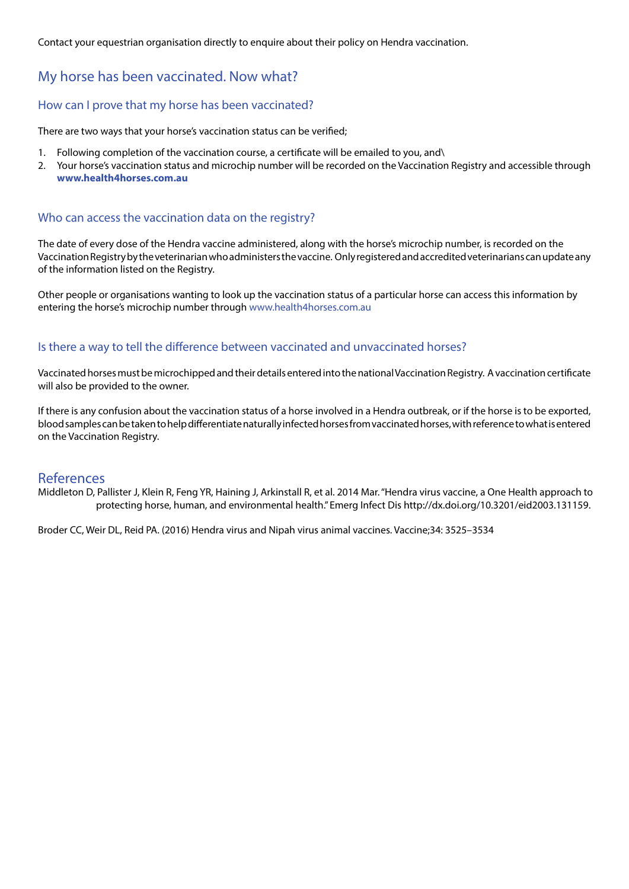Contact your equestrian organisation directly to enquire about their policy on Hendra vaccination.

## My horse has been vaccinated. Now what?

### How can I prove that my horse has been vaccinated?

There are two ways that your horse's vaccination status can be verified;

1. Following completion of the vaccination course, a certificate will be emailed to you, and\
2. Your horse's vaccination status and microchip number will be recorded on the Vaccination Registry and accessible through **www.health4horses.com.au**

### Who can access the vaccination data on the registry?

The date of every dose of the Hendra vaccine administered, along with the horse's microchip number, is recorded on the Vaccination Registry by the veterinarian who administers the vaccine. Only registered and accredited veterinarians can update any of the information listed on the Registry.

Other people or organisations wanting to look up the vaccination status of a particular horse can access this information by entering the horse's microchip number through www.health4horses.com.au

### Is there a way to tell the difference between vaccinated and unvaccinated horses?

Vaccinated horses must be microchipped and their details entered into the national Vaccination Registry. A vaccination certificate will also be provided to the owner.

If there is any confusion about the vaccination status of a horse involved in a Hendra outbreak, or if the horse is to be exported, blood samples can be taken to help differentiate naturally infected horses from vaccinated horses, with reference to what is entered on the Vaccination Registry.

## References

Middleton D, Pallister J, Klein R, Feng YR, Haining J, Arkinstall R, et al. 2014 Mar. "Hendra virus vaccine, a One Health approach to protecting horse, human, and environmental health." Emerg Infect Dis http://dx.doi.org/10.3201/eid2003.131159.

Broder CC, Weir DL, Reid PA. (2016) Hendra virus and Nipah virus animal vaccines. Vaccine;34: 3525–3534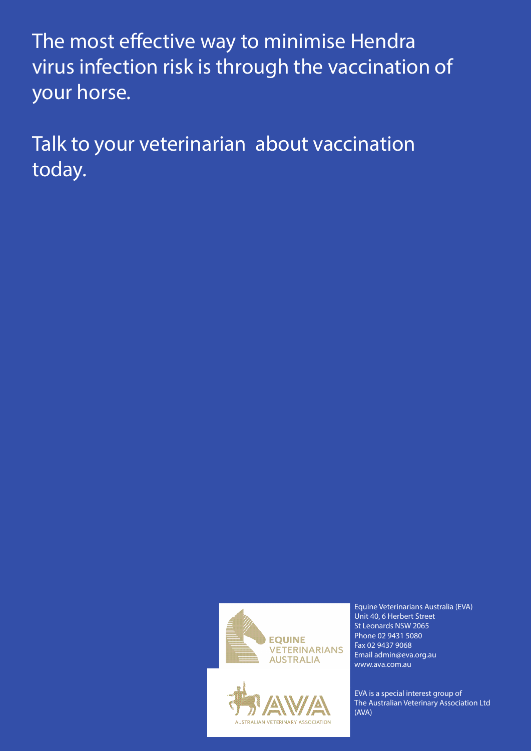The most effective way to minimise Hendra virus infection risk is through the vaccination of your horse.

Talk to your veterinarian about vaccination today.

EQUINE VETERINARIANS AUSTRALIA

AUSTRALIAN VETERINARY ASSOCIATION

Equine Veterinarians Australia (EVA)
Unit 40, 6 Herbert Street
St Leonards NSW 2065
Phone 02 9431 5080
Fax 02 9437 9068
Email admin@eva.org.au
www.ava.com.au

EVA is a special interest group of The Australian Veterinary Association Ltd (AVA)